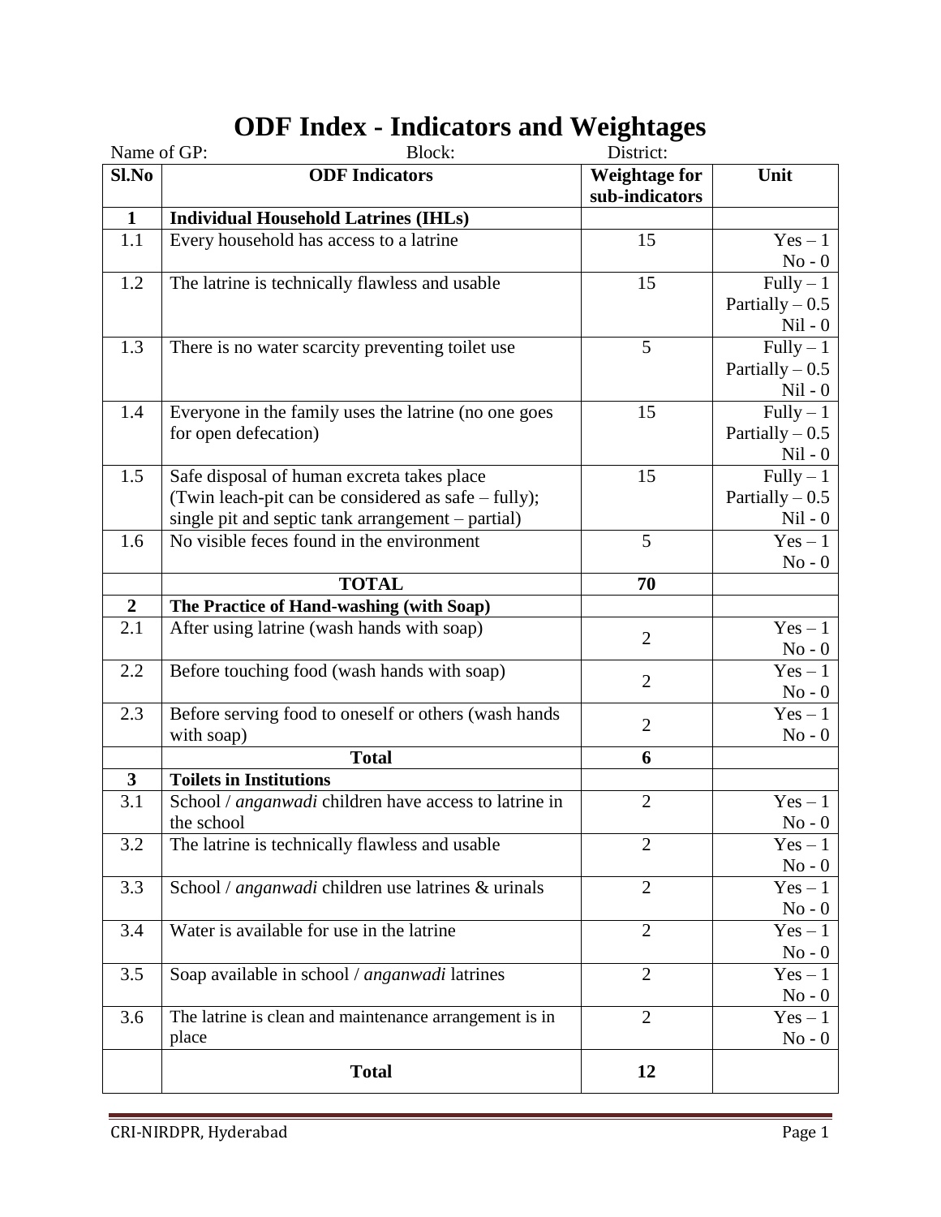# ODF Index - Indicators and Weightages

Name of GP: Block: District:

| Sl.No | ODF Indicators | Weightage for sub-indicators | Unit |
|---|---|---|---|
| **1** | **Individual Household Latrines (IHLs)** | | |
| 1.1 | Every household has access to a latrine | 15 | Yes – 1<br>No - 0 |
| 1.2 | The latrine is technically flawless and usable | 15 | Fully – 1<br>Partially – 0.5<br>Nil - 0 |
| 1.3 | There is no water scarcity preventing toilet use | 5 | Fully – 1<br>Partially – 0.5<br>Nil - 0 |
| 1.4 | Everyone in the family uses the latrine (no one goes for open defecation) | 15 | Fully – 1<br>Partially – 0.5<br>Nil - 0 |
| 1.5 | Safe disposal of human excreta takes place (Twin leach-pit can be considered as safe – fully); single pit and septic tank arrangement – partial) | 15 | Fully – 1<br>Partially – 0.5<br>Nil - 0 |
| 1.6 | No visible feces found in the environment | 5 | Yes – 1<br>No - 0 |
| | **TOTAL** | **70** | |
| **2** | **The Practice of Hand-washing (with Soap)** | | |
| 2.1 | After using latrine (wash hands with soap) | 2 | Yes – 1<br>No - 0 |
| 2.2 | Before touching food (wash hands with soap) | 2 | Yes – 1<br>No - 0 |
| 2.3 | Before serving food to oneself or others (wash hands with soap) | 2 | Yes – 1<br>No - 0 |
| | **Total** | **6** | |
| **3** | **Toilets in Institutions** | | |
| 3.1 | School / *anganwadi* children have access to latrine in the school | 2 | Yes – 1<br>No - 0 |
| 3.2 | The latrine is technically flawless and usable | 2 | Yes – 1<br>No - 0 |
| 3.3 | School / *anganwadi* children use latrines & urinals | 2 | Yes – 1<br>No - 0 |
| 3.4 | Water is available for use in the latrine | 2 | Yes – 1<br>No - 0 |
| 3.5 | Soap available in school / *anganwadi* latrines | 2 | Yes – 1<br>No - 0 |
| 3.6 | The latrine is clean and maintenance arrangement is in place | 2 | Yes – 1<br>No - 0 |
| | **Total** | **12** | |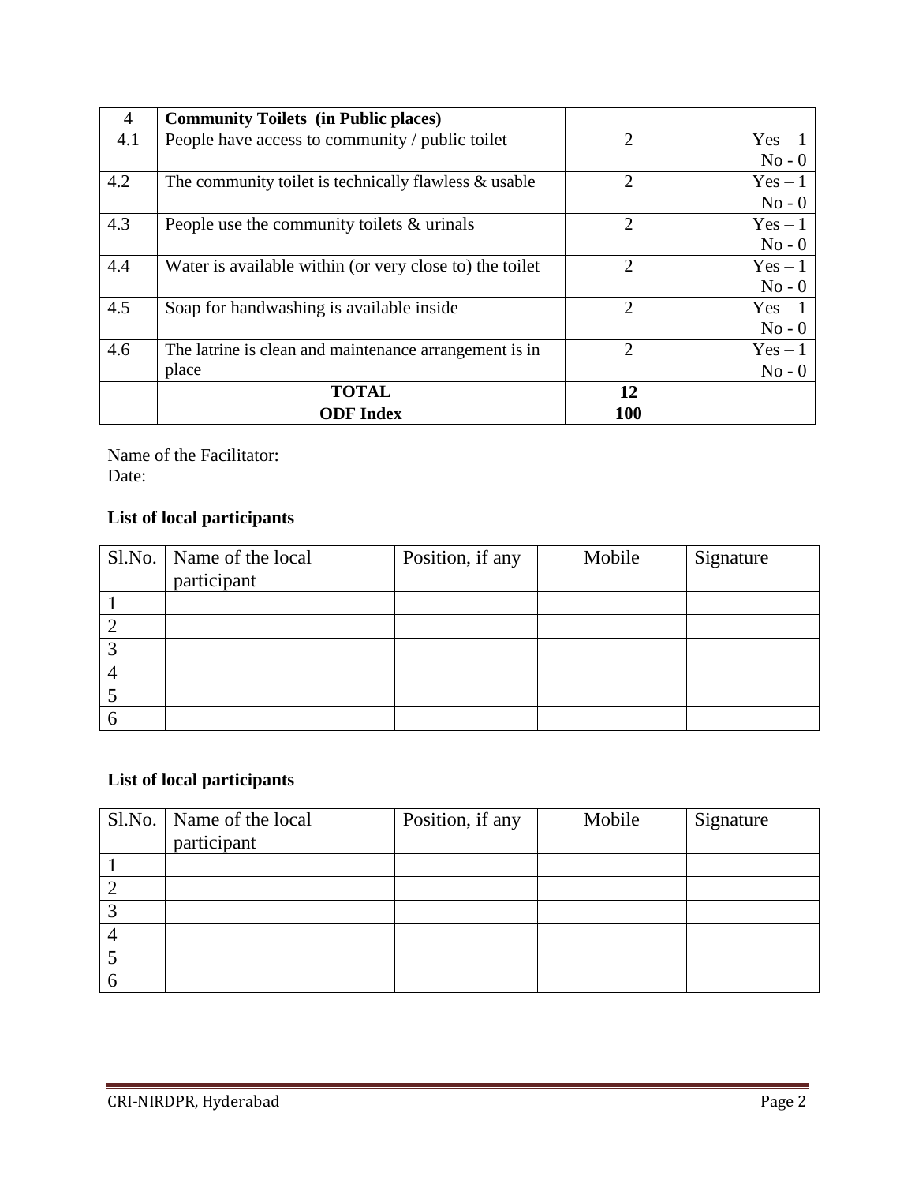| | | | |
|---|---|---|---|
| 4 | **Community Toilets (in Public places)** | | |
| 4.1 | People have access to community / public toilet | 2 | Yes – 1<br>No - 0 |
| 4.2 | The community toilet is technically flawless & usable | 2 | Yes – 1<br>No - 0 |
| 4.3 | People use the community toilets & urinals | 2 | Yes – 1<br>No - 0 |
| 4.4 | Water is available within (or very close to) the toilet | 2 | Yes – 1<br>No - 0 |
| 4.5 | Soap for handwashing is available inside | 2 | Yes – 1<br>No - 0 |
| 4.6 | The latrine is clean and maintenance arrangement is in place | 2 | Yes – 1<br>No - 0 |
| | **TOTAL** | **12** | |
| | **ODF Index** | **100** | |

Name of the Facilitator:
Date:

**List of local participants**

| Sl.No. | Name of the local participant | Position, if any | Mobile | Signature |
|---|---|---|---|---|
| 1 | | | | |
| 2 | | | | |
| 3 | | | | |
| 4 | | | | |
| 5 | | | | |
| 6 | | | | |

**List of local participants**

| Sl.No. | Name of the local participant | Position, if any | Mobile | Signature |
|---|---|---|---|---|
| 1 | | | | |
| 2 | | | | |
| 3 | | | | |
| 4 | | | | |
| 5 | | | | |
| 6 | | | | |